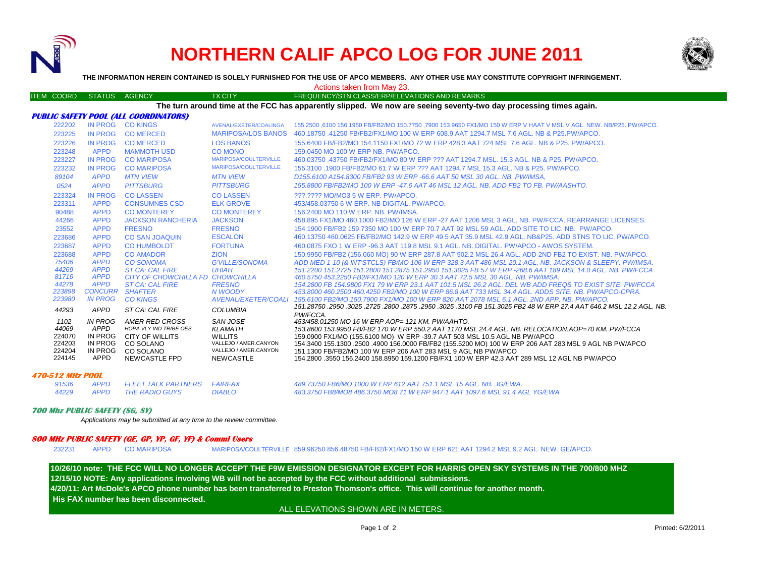# NORTHERN CALIF APCO LOG FOR JUNE 2011

**THE INFORMATION HEREIN CONTAINED IS SOLELY FURNISHED FOR THE USE OF APCO MEMBERS. ANY OTHER USE MAY CONSTITUTE COPYRIGHT INFRINGEMENT.**

Actions taken from May 23.

**The turn around time at the FCC has apparently slipped. We now are seeing seventy-two day processing times again.**

### PUBLIC SAFETY POOL (ALL COORDINATORS)

| ITEM COORD | STATUS | AGENCY | TX CITY | FREQUENCY/STN CLASS/ERP/ELEVATIONS AND REMARKS |
|---|---|---|---|---|
| 222202 | IN PROG | CO KINGS | AVENAL/EXETER/COALINGA | 155.2500 ,6100 156.1950 FB/FB2/MO 150.7750 ,7900 153.9650 FX1/MO 150 W ERP V HAAT V MSL V AGL. NEW. NB/P25. PW/APCO. |
| 223225 | IN PROG | CO MERCED | MARIPOSA/LOS BANOS | 460.18750 .41250 FB/FB2/FX1/MO 100 W ERP 608.9 AAT 1294.7 MSL 7.6 AGL. NB & P25.PW/APCO. |
| 223226 | IN PROG | CO MERCED | LOS BANOS | 155.6400 FB/FB2/MO 154.1150 FX1/MO 72 W ERP 428.3 AAT 724 MSL 7.6 AGL. NB & P25. PW/APCO. |
| 223248 | APPD | MAMMOTH USD | CO MONO | 159.0450 MO 100 W ERP NB. PW/APCO. |
| 223227 | IN PROG | CO MARIPOSA | MARIPOSA/COULTERVILLE | 460.03750 .43750 FB/FB2/FX1/MO 80 W ERP ??? AAT 1294.7 MSL. 15.3 AGL. NB & P25. PW/APCO. |
| 223232 | IN PROG | CO MARIPOSA | MARIPOSA/COULTERVILLE | 155.3100 .1900 FB/FB2/MO 61.7 W ERP ??? AAT 1294.7 MSL 15.3 AGL. NB & P25. PW/APCO. |
| *89104* | *APPD* | *MTN VIEW* | *MTN VIEW* | *D155.6100 A154.8300 FB/FB2 93 W ERP -66.6 AAT 50 MSL 30 AGL. NB. PW/IMSA,* |
| *0524* | *APPD* | *PITTSBURG* | *PITTSBURG* | *155.8800 FB/FB2/MO 100 W ERP -47.6 AAT 46 MSL 12 AGL. NB. ADD FB2 TO FB. PW/AASHTO.* |
| 223324 | IN PROG | CO LASSEN | CO LASSEN | ???.???? MO/MO3 5 W ERP. PW/APCO. |
| 223311 | APPD | CONSUMNES CSD | ELK GROVE | 453/458.03750 6 W ERP. NB DIGITAL. PW/APCO. |
| 90488 | APPD | CO MONTEREY | CO MONTEREY | 156.2400 MO 110 W ERP. NB. PW/IMSA. |
| 44266 | APPD | JACKSON RANCHERIA | JACKSON | 458.895 FX1/MO 460.1000 FB2/MO 126 W ERP -27 AAT 1206 MSL 3 AGL. NB. PW/FCCA. REARRANGE LICENSES. |
| 23552 | APPD | FRESNO | FRESNO | 154.1900 FB/FB2 159.7350 MO 100 W ERP 70.7 AAT 92 MSL 59 AGL. ADD SITE TO LIC. NB. PW/APCO. |
| 223686 | APPD | CO SAN JOAQUIN | ESCALON | 460.13750 460.0625 FB/FB2/MO 142.9 W ERP 49.5 AAT 35.9 MSL 42.9 AGL. NB&P25. ADD STNS TO LIC. PW/APCO. |
| 223687 | APPD | CO HUMBOLDT | FORTUNA | 460.0875 FXO 1 W ERP -96.3 AAT 119.8 MSL 9.1 AGL. NB. DIGITAL. PW/APCO - AWOS SYSTEM. |
| 223688 | APPD | CO AMADOR | ZION | 150.9950 FB/FB2 (156.060 MO) 90 W ERP 287.8 AAT 902.2 MSL 26.4 AGL. ADD 2ND FB2 TO EXIST. NB. PW/APCO. |
| *75406* | *APPD* | *CO SONOMA* | *G'VILLE/SONOMA* | *ADD MED 1-10 (& INT'STCLS) FB/MO 106 W ERP 328.3 AAT 486 MSL 20.1 AGL. NB. JACKSON & SLEEPY. PW/IMSA.* |
| *44269* | *APPD* | *ST CA: CAL FIRE* | *UHIAH* | *151.2200 151.2725 151.2800 151.2875 151.2950 151.3025 FB 57 W ERP -268.6 AAT 189 MSL 14.0 AGL. NB. PW/FCCA* |
| *81716* | *APPD* | *CITY OF CHOWCHILLA FD* | *CHOWCHILLA* | *460.5750 453.2250 FB2/FX1/MO 120 W ERP 30.3 AAT 72.5 MSL 30 AGL. NB. PW/IMSA.* |
| *44278* | *APPD* | *ST CA: CAL FIRE* | *FRESNO* | *154.2800 FB 154.9800 FX1 79 W ERP 23.1 AAT 101.5 MSL 26.2 AGL. DEL WB ADD FREQS TO EXIST SITE. PW/FCCA* |
| *223898* | *CONCURR* | *SHAFTER* | *N WOODY* | *453.8000 460.2500 460.4250 FB2/MO 100 W ERP 86.8 AAT 733 MSL 34.4 AGL. ADDS SITE. NB. PW/APCO-CPRA.* |
| *223980* | *IN PROG* | *CO KINGS* | *AVENAL/EXETER/COALI* | *155.6100 FB2/MO 150.7900 FX1/MO 100 W ERP 820 AAT 2078 MSL 6.1 AGL. 2ND APP. NB. PW/APCO.* |
| *44293* | *APPD* | *ST CA: CAL FIRE* | *COLUMBIA* | *151.28750 .2950 .3025 .2725 .2800 .2875 .2950 .3025 .3100 FB 151.3025 FB2 48 W ERP 27.4 AAT 646.2 MSL 12.2 AGL. NB. PW/FCCA.* |
| *1102* | *IN PROG* | *AMER RED CROSS* | *SAN JOSE* | *453/458.01250 MO 16 W ERP AOP= 121 KM. PW/AAHTO.* |
| *44069* | *APPD* | *HOPA VLY IND TRIBE OES* | *KLAMATH* | *153.8600 153.9950 FB/FB2 170 W ERP 550.2 AAT 1170 MSL 24.4 AGL. NB. RELOCATION.AOP=70 KM. PW/FCCA* |
| 224070 | IN PROG | CITY OF WILLITS | WILLITS | 159.0900 FX1/MO (155.6100 MO) W ERP -39.7 AAT 503 MSL 10.5 AGL NB PW/APCO |
| 224203 | IN PROG | CO SOLANO | VALLEJO / AMER.CANYON | 154.3400 155.1300 .2500 .4900 156.0000 FB/FB2 (155.5200 MO) 100 W ERP 206 AAT 283 MSL 9 AGL NB PW/APCO |
| 224204 | IN PROG | CO SOLANO | VALLEJO / AMER.CANYON | 151.1300 FB/FB2/MO 100 W ERP 206 AAT 283 MSL 9 AGL NB PW/APCO |
| 224145 | APPD | NEWCASTLE FPD | NEWCASTLE | 154.2800 .3550 156.2400 158.8950 159.1200 FB/FX1 100 W ERP 42.3 AAT 289 MSL 12 AGL NB PW/APCO |

### 470-512 MHz POOL

| ITEM COORD | STATUS | AGENCY | TX CITY | FREQUENCY/STN CLASS/ERP/ELEVATIONS AND REMARKS |
|---|---|---|---|---|
| *91536* | *APPD* | *FLEET TALK PARTNERS* | *FAIRFAX* | *489.73750 FB6/MO 1000 W ERP 612 AAT 751.1 MSL 15 AGL. NB. IG/EWA.* |
| *44229* | *APPD* | *THE RADIO GUYS* | *DIABLO* | *483.3750 FB8/MO8 486.3750 MO8 71 W ERP 947.1 AAT 1097.6 MSL 91.4 AGL YG/EWA* |

### 700 Mhz PUBLIC SAFETY (SG, SY)

*Applications may be submitted at any time to the review committee.*

### 800 MHz PUBLIC SAFETY (GE, GP, YP, GF, YF) & Comml Users

| ITEM COORD | STATUS | AGENCY | TX CITY | FREQUENCY/STN CLASS/ERP/ELEVATIONS AND REMARKS |
|---|---|---|---|---|
| 232231 | APPD | CO MARIPOSA | MARIPOSA/COULTERVILLE | 859.96250 856.48750 FB/FB2/FX1/MO 150 W ERP 621 AAT 1294.2 MSL 9.2 AGL. NEW. GE/APCO. |

**10/26/10 note: THE FCC WILL NO LONGER ACCEPT THE F9W EMISSION DESIGNATOR EXCEPT FOR HARRIS OPEN SKY SYSTEMS IN THE 700/800 MHZ**

**12/15/10 NOTE: Any applications involving WB will not be accepted by the FCC without additional submissions.**

**4/20/11: Art McDole's APCO phone number has been transferred to Preston Thomson's office. This will continue for another month. His FAX number has been disconnected.**

ALL ELEVATIONS SHOWN ARE IN METERS.

Printed: 6/2/2011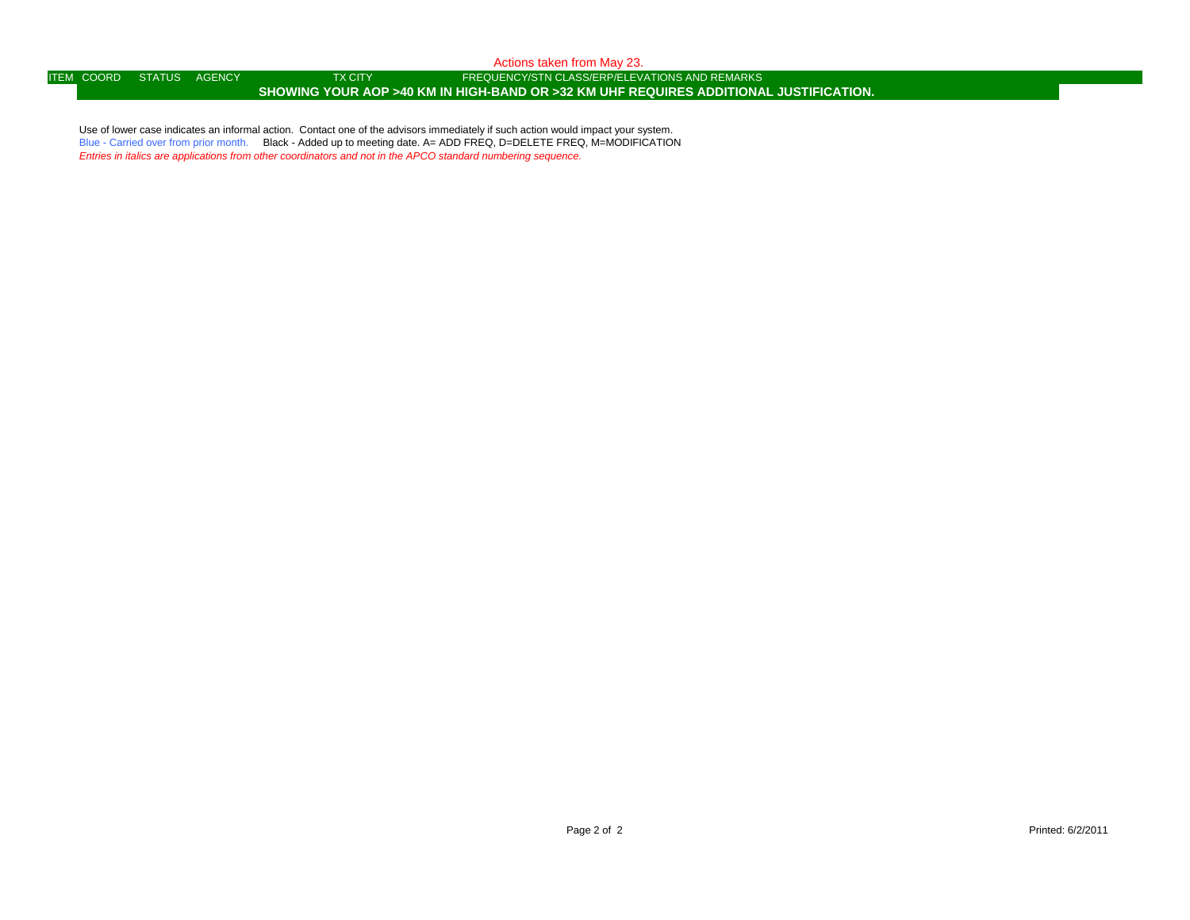Actions taken from May 23.

| ITEM | COORD | STATUS | AGENCY | TX CITY | FREQUENCY/STN CLASS/ERP/ELEVATIONS AND REMARKS |
| --- | --- | --- | --- | --- | --- |

**SHOWING YOUR AOP >40 KM IN HIGH-BAND OR >32 KM UHF REQUIRES ADDITIONAL JUSTIFICATION.**

Use of lower case indicates an informal action. Contact one of the advisors immediately if such action would impact your system.

Blue - Carried over from prior month. Black - Added up to meeting date. A= ADD FREQ, D=DELETE FREQ, M=MODIFICATION

*Entries in italics are applications from other coordinators and not in the APCO standard numbering sequence.*

Printed: 6/2/2011